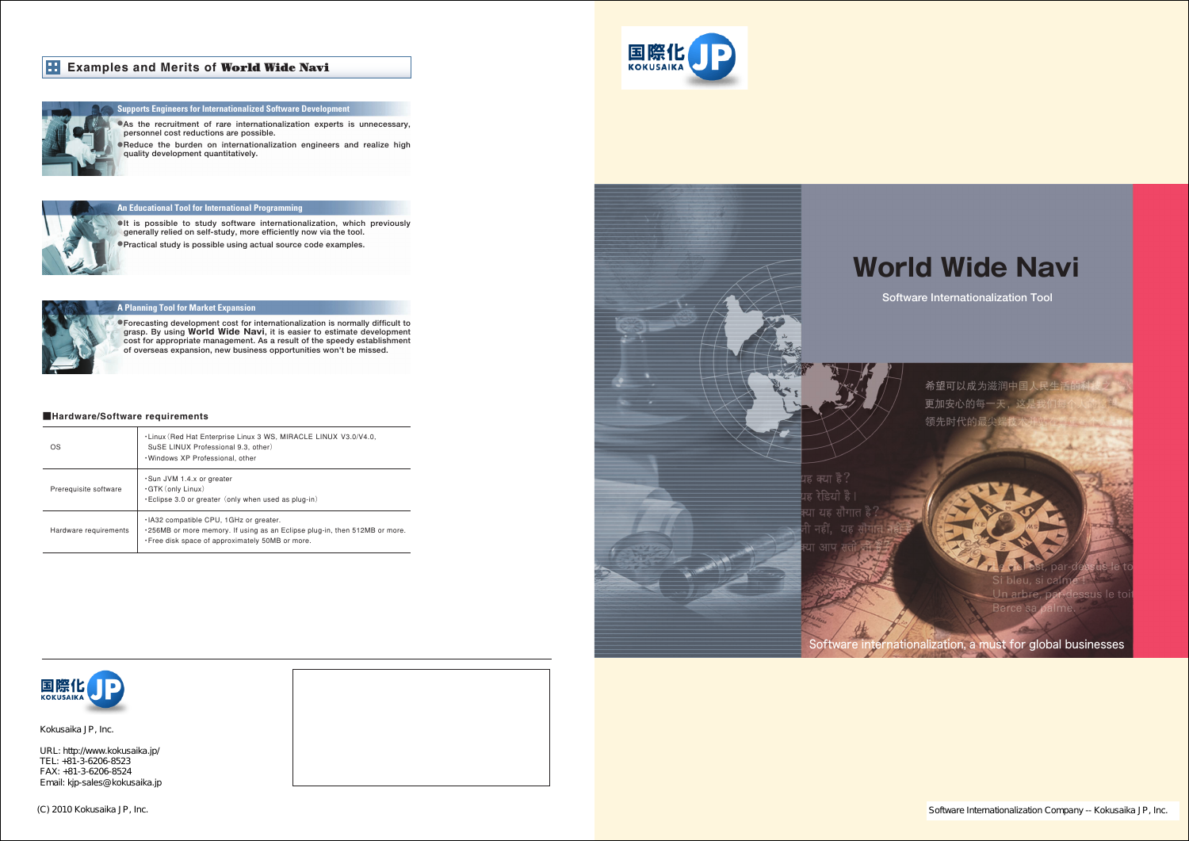## Examples and Merits of **World Wide Navi**

### Supports Engineers for Internationalized Software Development

- As the recruitment of rare internationalization experts is unnecessary, personnel cost reductions are possible.
- Reduce the burden on internationalization engineers and realize high quality development quantitatively.

### An Educational Tool for International Programming

- It is possible to study software internationalization, which previously generally relied on self-study, more efficiently now via the tool.
- Practical study is possible using actual source code examples.

### A Planning Tool for Market Expansion

- Forecasting development cost for internationalization is normally difficult to grasp. By using **World Wide Navi**, it is easier to estimate development cost for appropriate management. As a result of the speedy establishment of overseas expansion, new business opportunities won't be missed.

### ■Hardware/Software requirements

| | |
|---|---|
| OS | ・Linux (Red Hat Enterprise Linux 3 WS, MIRACLE LINUX V3.0/V4.0, SuSE LINUX Professional 9.3, other)<br>・Windows XP Professional, other |
| Prerequisite software | ・Sun JVM 1.4.x or greater<br>・GTK (only Linux)<br>・Eclipse 3.0 or greater (only when used as plug-in) |
| Hardware requirements | ・IA32 compatible CPU, 1GHz or greater.<br>・256MB or more memory. If using as an Eclipse plug-in, then 512MB or more.<br>・Free disk space of approximately 50MB or more. |

国際化 JP KOKUSAIKA

Kokusaika JP, Inc.

URL: http://www.kokusaika.jp/
TEL: +81-3-6206-8523
FAX: +81-3-6206-8524
Email: kjp-sales@kokusaika.jp

(C) 2010 Kokusaika JP, Inc.

国際化 JP KOKUSAIKA

# World Wide Navi

Software Internationalization Tool

Software internationalization, a must for global businesses

Software Internationalization Company -- Kokusaika JP, Inc.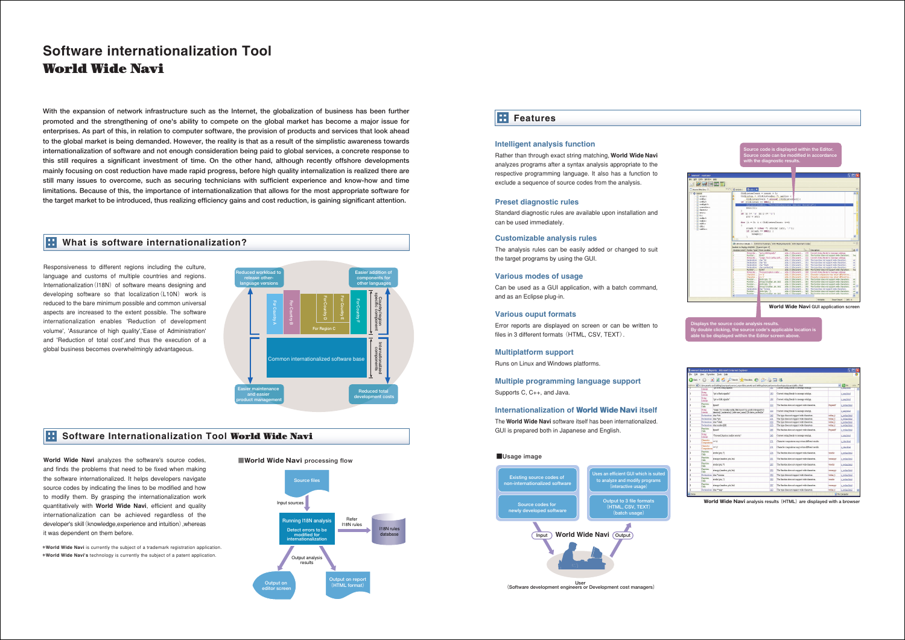# Software internationalization Tool
# World Wide Navi

With the expansion of network infrastructure such as the Internet, the globalization of business has been further promoted and the strengthening of one's ability to compete on the global market has become a major issue for enterprises. As part of this, in relation to computer software, the provision of products and services that look ahead to the global market is being demanded. However, the reality is that as a result of the simplistic awareness towards internationalization of software and not enough consideration being paid to global services, a concrete response to this still requires a significant investment of time. On the other hand, although recently offshore developments mainly focusing on cost reduction have made rapid progress, before high quality internationalization is realized there are still many issues to overcome, such as securing technicians with sufficient experience and know-how and time limitations. Because of this, the importance of internationalization that allows for the most appropriate software for the target market to be introduced, thus realizing efficiency gains and cost reduction, is gaining significant attention.

## What is software internationalization?

Responsiveness to different regions including the culture, language and customs of multiple countries and regions. Internationalization（I18N）of software means designing and developing software so that localization（L10N）work is reduced to the bare minimum possible and common universal aspects are increased to the extent possible. The software internationalization enables 'Reduction of development volume', 'Assurance of high quality','Ease of Administration' and 'Reduction of total cost',and thus the execution of a global business becomes overwhelmingly advantageous.

Reduced workload to release other-language versions

Easier addition of components for other languages

For Country A

For Country B

For Country D

For Country E

For Country F

For Region C

Country/region specific component

Common internationalized software base

Internationalized components

Easier maintenance and easier product management

Reduced total development costs

## Software Internationalization Tool World Wide Navi

**World Wide Navi** analyzes the software's source codes, and finds the problems that need to be fixed when making the software internationalized. It helps developers navigate source codes by indicating the lines to be modified and how to modify them. By grasping the internationalization work quantitatively with **World Wide Navi**, efficient and quality internationalization can be achieved regardless of the developer's skill（knowledge,experience and intuition）,whereas it was dependent on them before.

※**World Wide Navi** is currently the subject of a trademark registration application.
※**World Wide Navi's** technology is currently the subject of a patent application.

■**World Wide Navi** processing flow

Source files

Input sources

Running I18N analysis

Detect errors to be modified for internationalization

Refer I18N rules

I18N rules database

Output analysis results

Output on editor screen

Output on report（HTML format）

## Features

### Intelligent analysis function

Rather than through exact string matching, **World Wide Navi** analyzes programs after a syntax analysis appropriate to the respective programming language. It also has a function to exclude a sequence of source codes from the analysis.

### Preset diagnostic rules

Standard diagnostic rules are available upon installation and can be used immediately.

### Customizable analysis rules

The analysis rules can be easily added or changed to suit the target programs by using the GUI.

### Various modes of usage

Can be used as a GUI application, with a batch command, and as an Eclipse plug-in.

### Various ouput formats

Error reports are displayed on screen or can be written to files in 3 different formats（HTML, CSV, TEXT）.

### Multiplatform support

Runs on Linux and Windows platforms.

### Multiple programming language support

Supports C, C++, and Java.

### Internationalization of World Wide Navi itself

The **World Wide Navi** software itself has been internationalized. GUI is prepared both in Japanese and English.

Source code is displayed within the Editor. Source code can be modified in accordance with the diagnostic results.

**World Wide Navi** GUI application screen

Displays the source code analysis results. By double clicking, the source code's applicable location is able to be displayed within the Editor screen above.

**World Wide Navi** analysis results（HTML）are displayed with a browser

■Usage image

Existing source codes of non-internationalized software

Source codes for newly developed software

Uses an efficient GUI which is suited to analyze and modify programs（interactive usage）

Output to 3 file formats（HTML, CSV, TEXT）（batch usage）

Input **World Wide Navi** Output

User
（Software development engineers or Development cost managers）